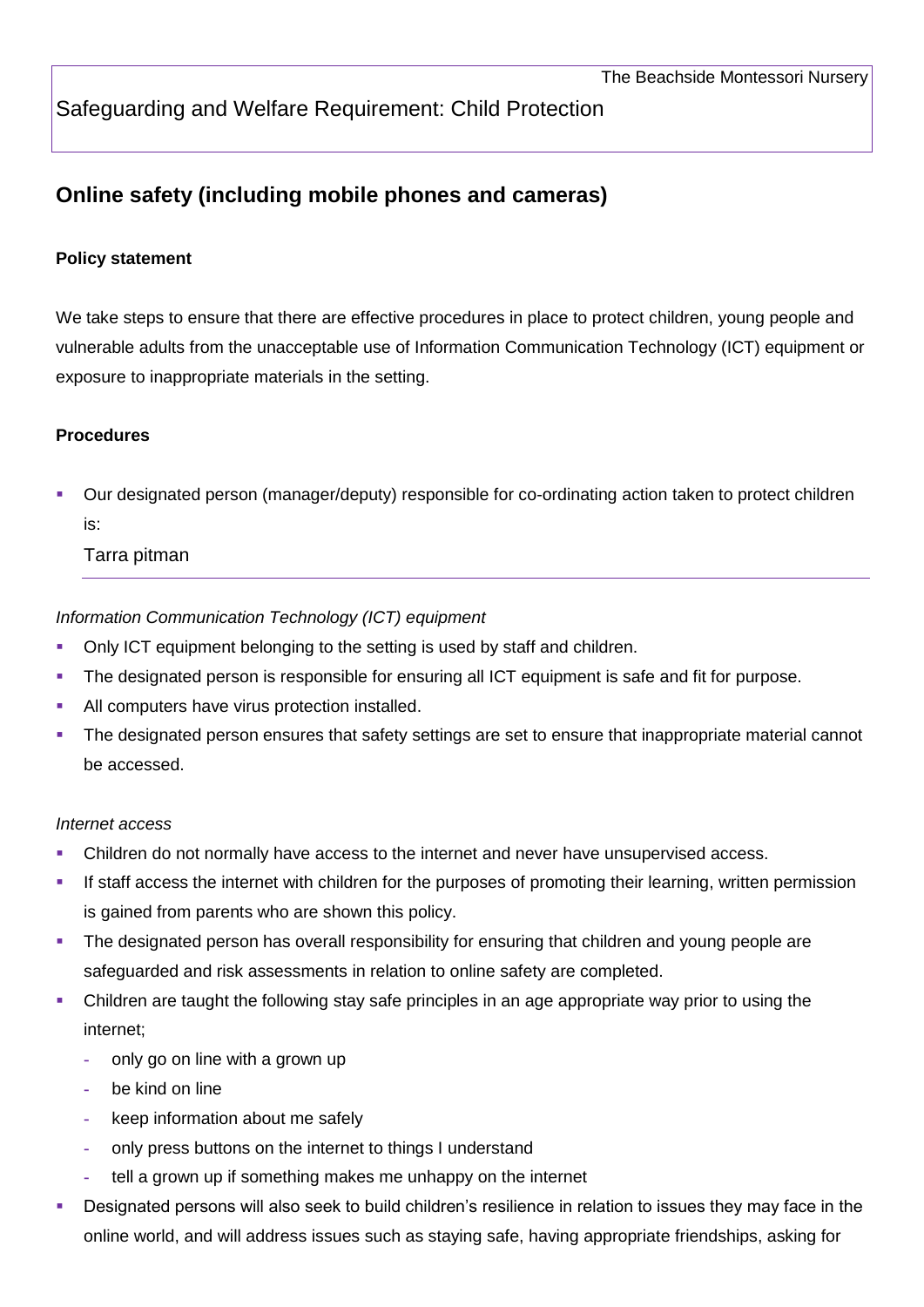The Beachside Montessori Nursery

Safeguarding and Welfare Requirement: Child Protection

## Online safety (including mobile phones and cameras)

**Policy statement**

We take steps to ensure that there are effective procedures in place to protect children, young people and vulnerable adults from the unacceptable use of Information Communication Technology (ICT) equipment or exposure to inappropriate materials in the setting.

**Procedures**

- Our designated person (manager/deputy) responsible for co-ordinating action taken to protect children is:

  Tarra pitman

*Information Communication Technology (ICT) equipment*

- Only ICT equipment belonging to the setting is used by staff and children.
- The designated person is responsible for ensuring all ICT equipment is safe and fit for purpose.
- All computers have virus protection installed.
- The designated person ensures that safety settings are set to ensure that inappropriate material cannot be accessed.

*Internet access*

- Children do not normally have access to the internet and never have unsupervised access.
- If staff access the internet with children for the purposes of promoting their learning, written permission is gained from parents who are shown this policy.
- The designated person has overall responsibility for ensuring that children and young people are safeguarded and risk assessments in relation to online safety are completed.
- Children are taught the following stay safe principles in an age appropriate way prior to using the internet;
  - only go on line with a grown up
  - be kind on line
  - keep information about me safely
  - only press buttons on the internet to things I understand
  - tell a grown up if something makes me unhappy on the internet
- Designated persons will also seek to build children's resilience in relation to issues they may face in the online world, and will address issues such as staying safe, having appropriate friendships, asking for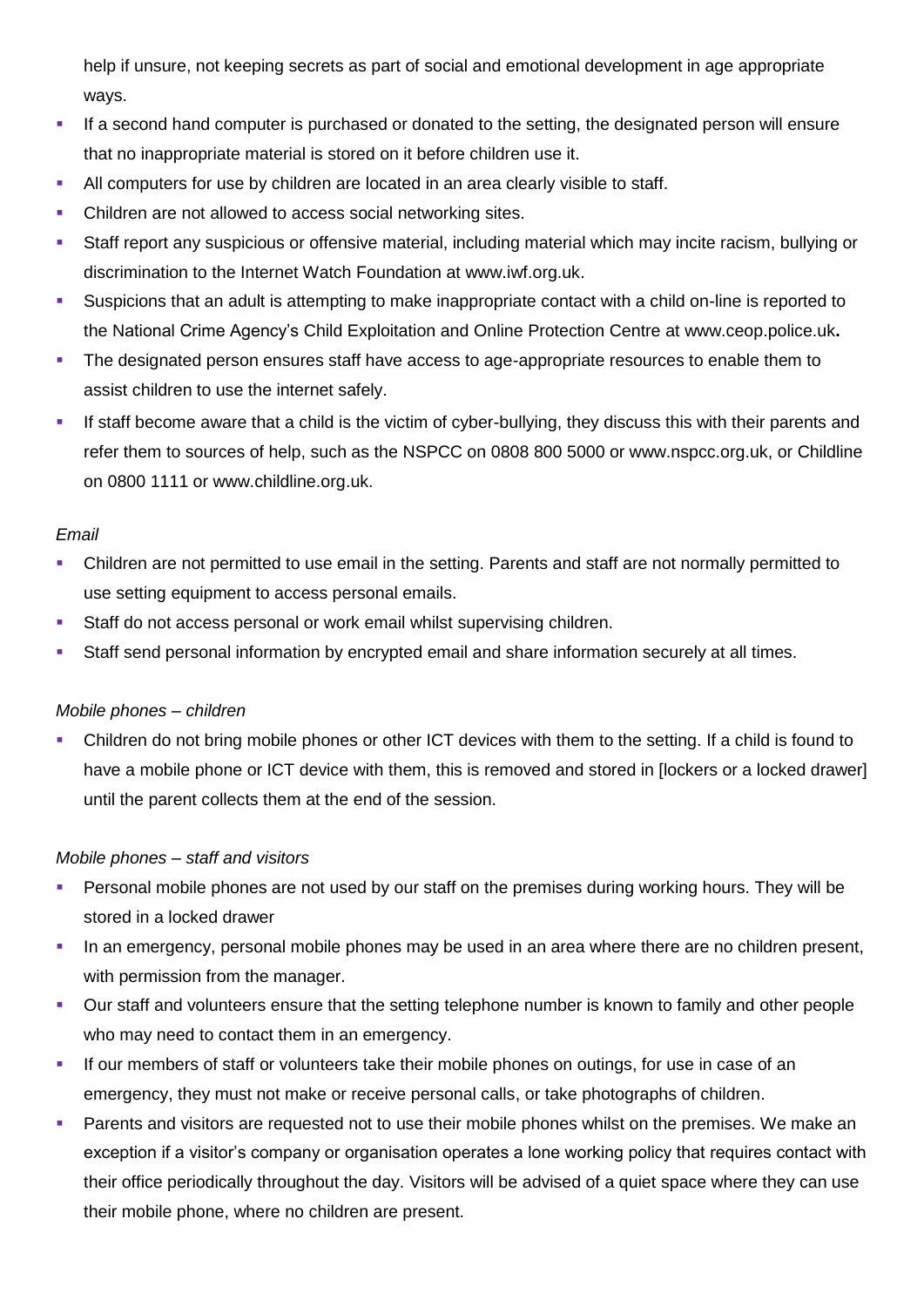help if unsure, not keeping secrets as part of social and emotional development in age appropriate ways.

- If a second hand computer is purchased or donated to the setting, the designated person will ensure that no inappropriate material is stored on it before children use it.
- All computers for use by children are located in an area clearly visible to staff.
- Children are not allowed to access social networking sites.
- Staff report any suspicious or offensive material, including material which may incite racism, bullying or discrimination to the Internet Watch Foundation at www.iwf.org.uk.
- Suspicions that an adult is attempting to make inappropriate contact with a child on-line is reported to the National Crime Agency's Child Exploitation and Online Protection Centre at www.ceop.police.uk**.**
- The designated person ensures staff have access to age-appropriate resources to enable them to assist children to use the internet safely.
- If staff become aware that a child is the victim of cyber-bullying, they discuss this with their parents and refer them to sources of help, such as the NSPCC on 0808 800 5000 or www.nspcc.org.uk, or Childline on 0800 1111 or www.childline.org.uk.

*Email*

- Children are not permitted to use email in the setting. Parents and staff are not normally permitted to use setting equipment to access personal emails.
- Staff do not access personal or work email whilst supervising children.
- Staff send personal information by encrypted email and share information securely at all times.

*Mobile phones – children*

- Children do not bring mobile phones or other ICT devices with them to the setting. If a child is found to have a mobile phone or ICT device with them, this is removed and stored in [lockers or a locked drawer] until the parent collects them at the end of the session.

*Mobile phones – staff and visitors*

- Personal mobile phones are not used by our staff on the premises during working hours. They will be stored in a locked drawer
- In an emergency, personal mobile phones may be used in an area where there are no children present, with permission from the manager.
- Our staff and volunteers ensure that the setting telephone number is known to family and other people who may need to contact them in an emergency.
- If our members of staff or volunteers take their mobile phones on outings, for use in case of an emergency, they must not make or receive personal calls, or take photographs of children.
- Parents and visitors are requested not to use their mobile phones whilst on the premises. We make an exception if a visitor's company or organisation operates a lone working policy that requires contact with their office periodically throughout the day. Visitors will be advised of a quiet space where they can use their mobile phone, where no children are present.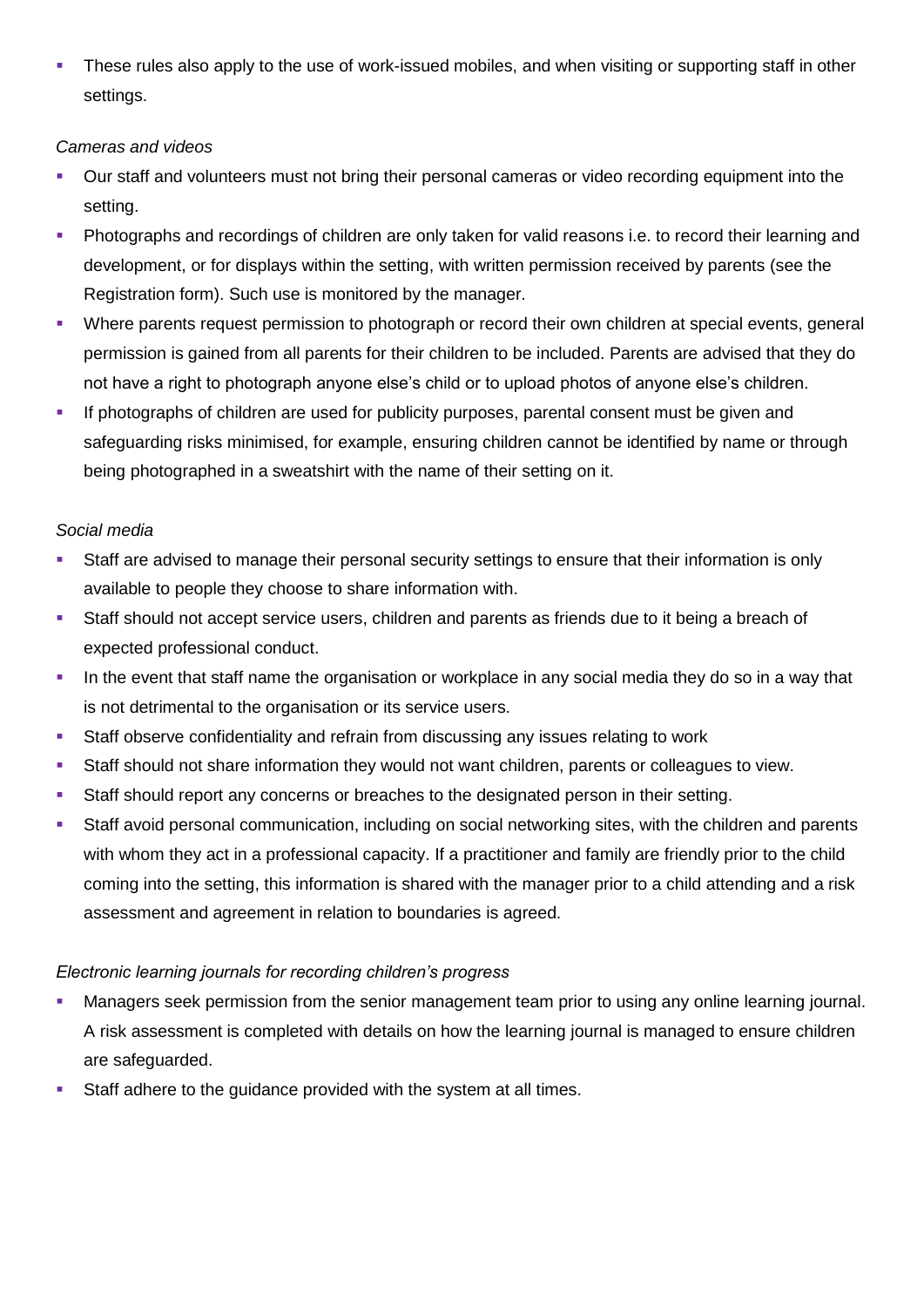- These rules also apply to the use of work-issued mobiles, and when visiting or supporting staff in other settings.

*Cameras and videos*

- Our staff and volunteers must not bring their personal cameras or video recording equipment into the setting.
- Photographs and recordings of children are only taken for valid reasons i.e. to record their learning and development, or for displays within the setting, with written permission received by parents (see the Registration form). Such use is monitored by the manager.
- Where parents request permission to photograph or record their own children at special events, general permission is gained from all parents for their children to be included. Parents are advised that they do not have a right to photograph anyone else's child or to upload photos of anyone else's children.
- If photographs of children are used for publicity purposes, parental consent must be given and safeguarding risks minimised, for example, ensuring children cannot be identified by name or through being photographed in a sweatshirt with the name of their setting on it.

*Social media*

- Staff are advised to manage their personal security settings to ensure that their information is only available to people they choose to share information with.
- Staff should not accept service users, children and parents as friends due to it being a breach of expected professional conduct.
- In the event that staff name the organisation or workplace in any social media they do so in a way that is not detrimental to the organisation or its service users.
- Staff observe confidentiality and refrain from discussing any issues relating to work
- Staff should not share information they would not want children, parents or colleagues to view.
- Staff should report any concerns or breaches to the designated person in their setting.
- Staff avoid personal communication, including on social networking sites, with the children and parents with whom they act in a professional capacity. If a practitioner and family are friendly prior to the child coming into the setting, this information is shared with the manager prior to a child attending and a risk assessment and agreement in relation to boundaries is agreed.

*Electronic learning journals for recording children's progress*

- Managers seek permission from the senior management team prior to using any online learning journal. A risk assessment is completed with details on how the learning journal is managed to ensure children are safeguarded.
- Staff adhere to the guidance provided with the system at all times.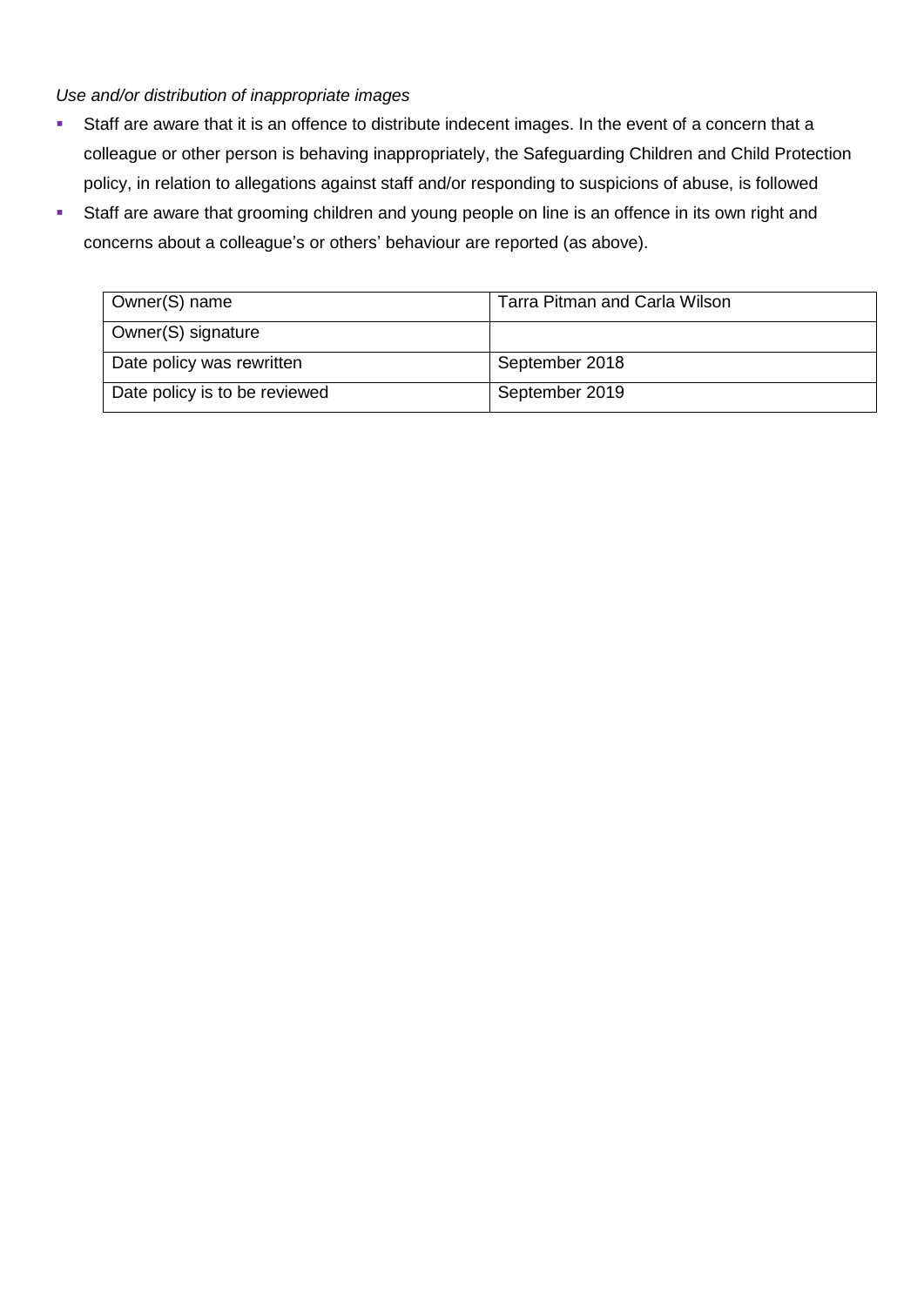*Use and/or distribution of inappropriate images*

- Staff are aware that it is an offence to distribute indecent images. In the event of a concern that a colleague or other person is behaving inappropriately, the Safeguarding Children and Child Protection policy, in relation to allegations against staff and/or responding to suspicions of abuse, is followed
- Staff are aware that grooming children and young people on line is an offence in its own right and concerns about a colleague's or others' behaviour are reported (as above).

| | |
|---|---|
| Owner(S) name | Tarra Pitman and Carla Wilson |
| Owner(S) signature | |
| Date policy was rewritten | September 2018 |
| Date policy is to be reviewed | September 2019 |